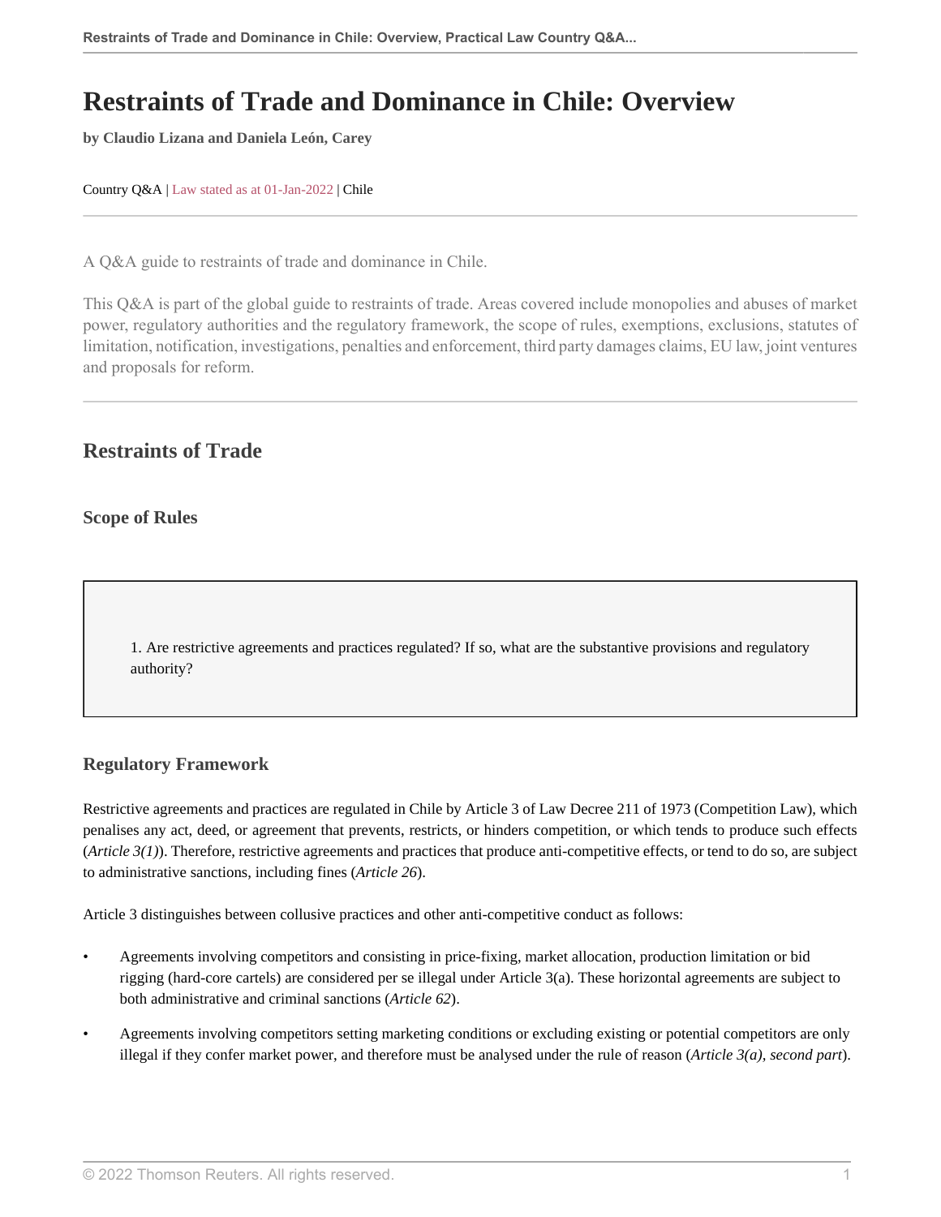# Restraints of Trade and Dominance in Chile: Overview

**by Claudio Lizana and Daniela León, Carey**

Country Q&A | Law stated as at 01-Jan-2022 | Chile

A Q&A guide to restraints of trade and dominance in Chile.

This Q&A is part of the global guide to restraints of trade. Areas covered include monopolies and abuses of market power, regulatory authorities and the regulatory framework, the scope of rules, exemptions, exclusions, statutes of limitation, notification, investigations, penalties and enforcement, third party damages claims, EU law, joint ventures and proposals for reform.

## Restraints of Trade

### Scope of Rules

1. Are restrictive agreements and practices regulated? If so, what are the substantive provisions and regulatory authority?

### Regulatory Framework

Restrictive agreements and practices are regulated in Chile by Article 3 of Law Decree 211 of 1973 (Competition Law), which penalises any act, deed, or agreement that prevents, restricts, or hinders competition, or which tends to produce such effects (*Article 3(1)*). Therefore, restrictive agreements and practices that produce anti-competitive effects, or tend to do so, are subject to administrative sanctions, including fines (*Article 26*).

Article 3 distinguishes between collusive practices and other anti-competitive conduct as follows:

- Agreements involving competitors and consisting in price-fixing, market allocation, production limitation or bid rigging (hard-core cartels) are considered per se illegal under Article 3(a). These horizontal agreements are subject to both administrative and criminal sanctions (*Article 62*).
- Agreements involving competitors setting marketing conditions or excluding existing or potential competitors are only illegal if they confer market power, and therefore must be analysed under the rule of reason (*Article 3(a), second part*).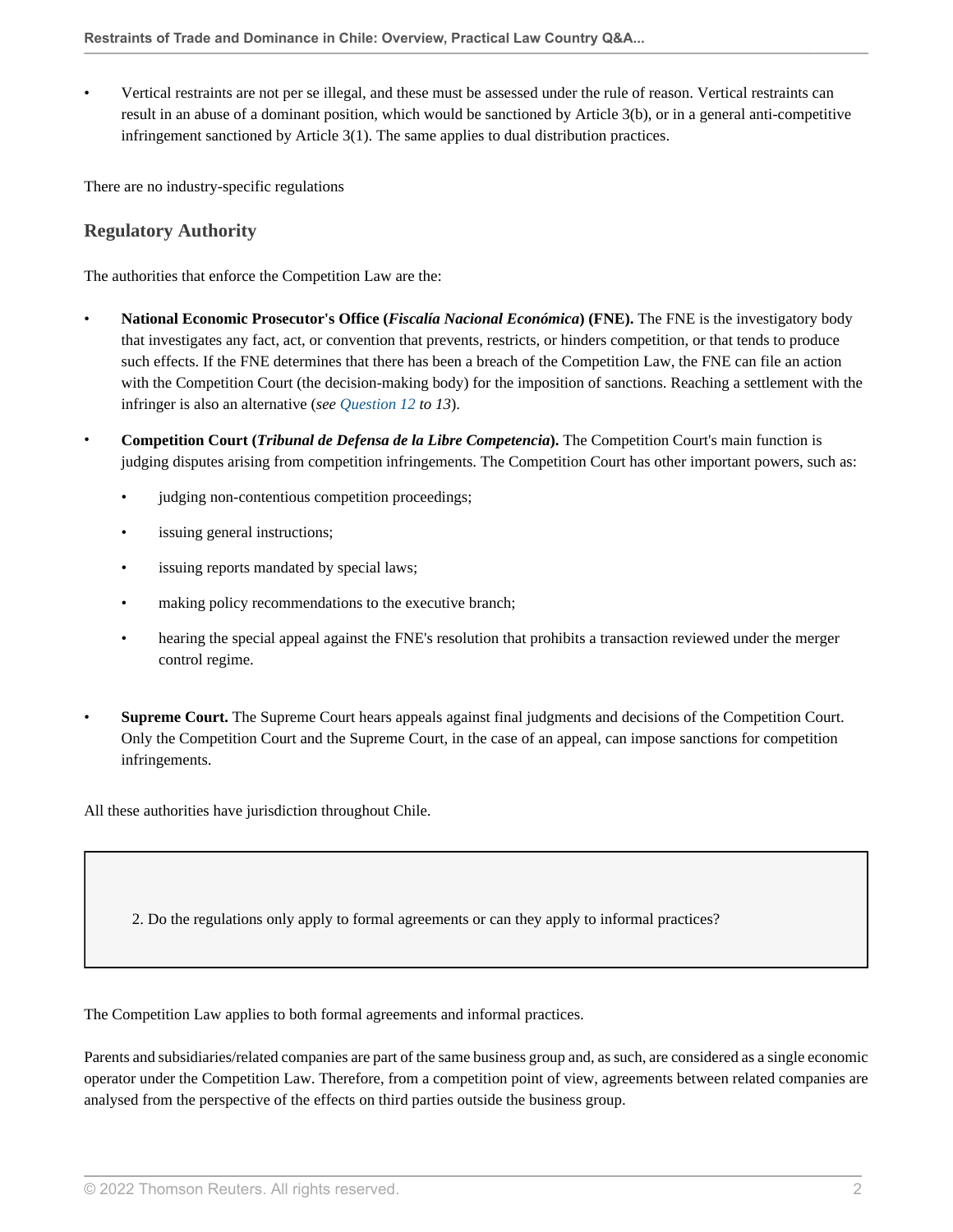- Vertical restraints are not per se illegal, and these must be assessed under the rule of reason. Vertical restraints can result in an abuse of a dominant position, which would be sanctioned by Article 3(b), or in a general anti-competitive infringement sanctioned by Article 3(1). The same applies to dual distribution practices.

There are no industry-specific regulations

## Regulatory Authority

The authorities that enforce the Competition Law are the:

- **National Economic Prosecutor's Office (*Fiscalía Nacional Económica*) (FNE).** The FNE is the investigatory body that investigates any fact, act, or convention that prevents, restricts, or hinders competition, or that tends to produce such effects. If the FNE determines that there has been a breach of the Competition Law, the FNE can file an action with the Competition Court (the decision-making body) for the imposition of sanctions. Reaching a settlement with the infringer is also an alternative (*see Question 12 to 13*).
- **Competition Court (*Tribunal de Defensa de la Libre Competencia*).** The Competition Court's main function is judging disputes arising from competition infringements. The Competition Court has other important powers, such as:
  - judging non-contentious competition proceedings;
  - issuing general instructions;
  - issuing reports mandated by special laws;
  - making policy recommendations to the executive branch;
  - hearing the special appeal against the FNE's resolution that prohibits a transaction reviewed under the merger control regime.
- **Supreme Court.** The Supreme Court hears appeals against final judgments and decisions of the Competition Court. Only the Competition Court and the Supreme Court, in the case of an appeal, can impose sanctions for competition infringements.

All these authorities have jurisdiction throughout Chile.

> 2. Do the regulations only apply to formal agreements or can they apply to informal practices?

The Competition Law applies to both formal agreements and informal practices.

Parents and subsidiaries/related companies are part of the same business group and, as such, are considered as a single economic operator under the Competition Law. Therefore, from a competition point of view, agreements between related companies are analysed from the perspective of the effects on third parties outside the business group.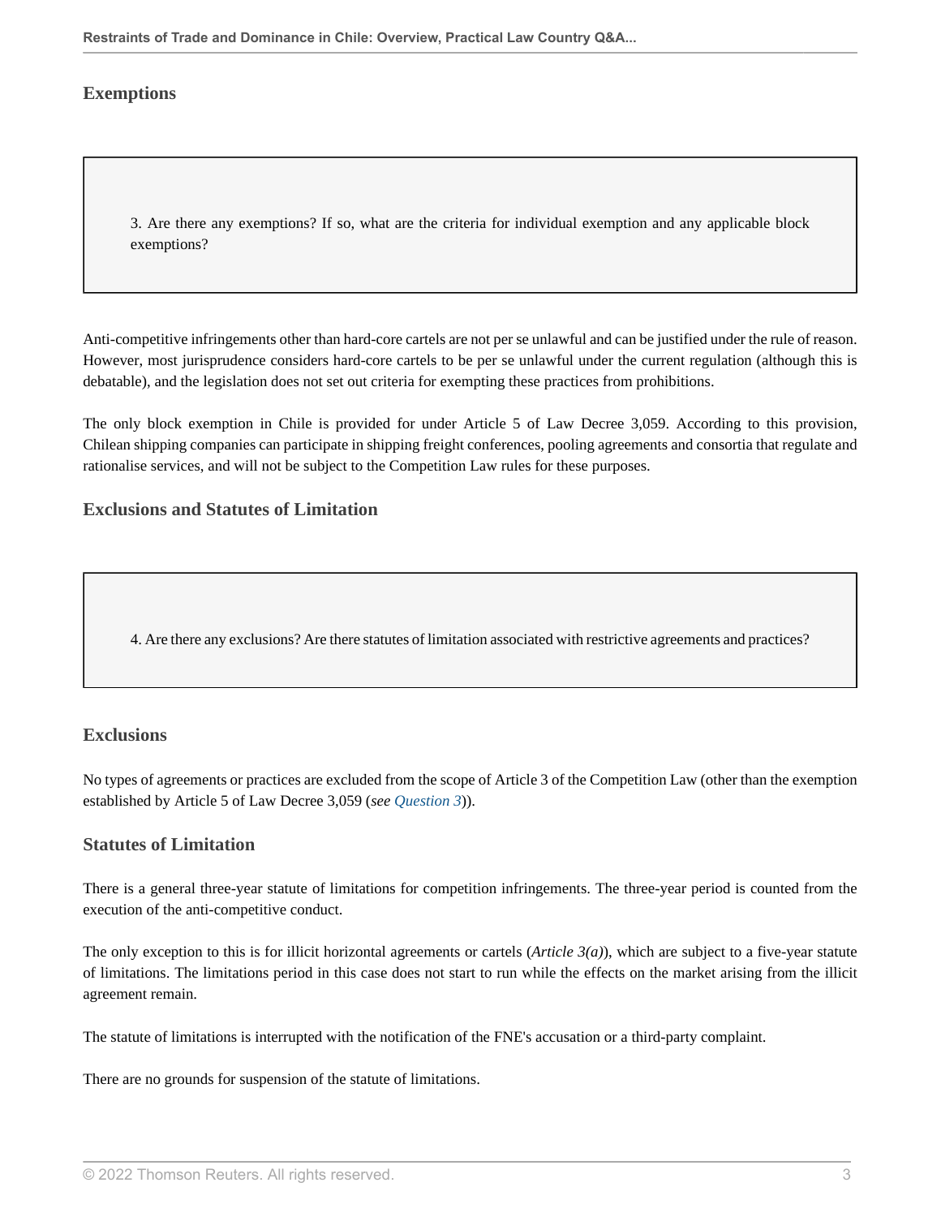## Exemptions

> 3. Are there any exemptions? If so, what are the criteria for individual exemption and any applicable block exemptions?

Anti-competitive infringements other than hard-core cartels are not per se unlawful and can be justified under the rule of reason. However, most jurisprudence considers hard-core cartels to be per se unlawful under the current regulation (although this is debatable), and the legislation does not set out criteria for exempting these practices from prohibitions.

The only block exemption in Chile is provided for under Article 5 of Law Decree 3,059. According to this provision, Chilean shipping companies can participate in shipping freight conferences, pooling agreements and consortia that regulate and rationalise services, and will not be subject to the Competition Law rules for these purposes.

## Exclusions and Statutes of Limitation

> 4. Are there any exclusions? Are there statutes of limitation associated with restrictive agreements and practices?

### Exclusions

No types of agreements or practices are excluded from the scope of Article 3 of the Competition Law (other than the exemption established by Article 5 of Law Decree 3,059 (*see Question 3*)).

### Statutes of Limitation

There is a general three-year statute of limitations for competition infringements. The three-year period is counted from the execution of the anti-competitive conduct.

The only exception to this is for illicit horizontal agreements or cartels (*Article 3(a)*), which are subject to a five-year statute of limitations. The limitations period in this case does not start to run while the effects on the market arising from the illicit agreement remain.

The statute of limitations is interrupted with the notification of the FNE's accusation or a third-party complaint.

There are no grounds for suspension of the statute of limitations.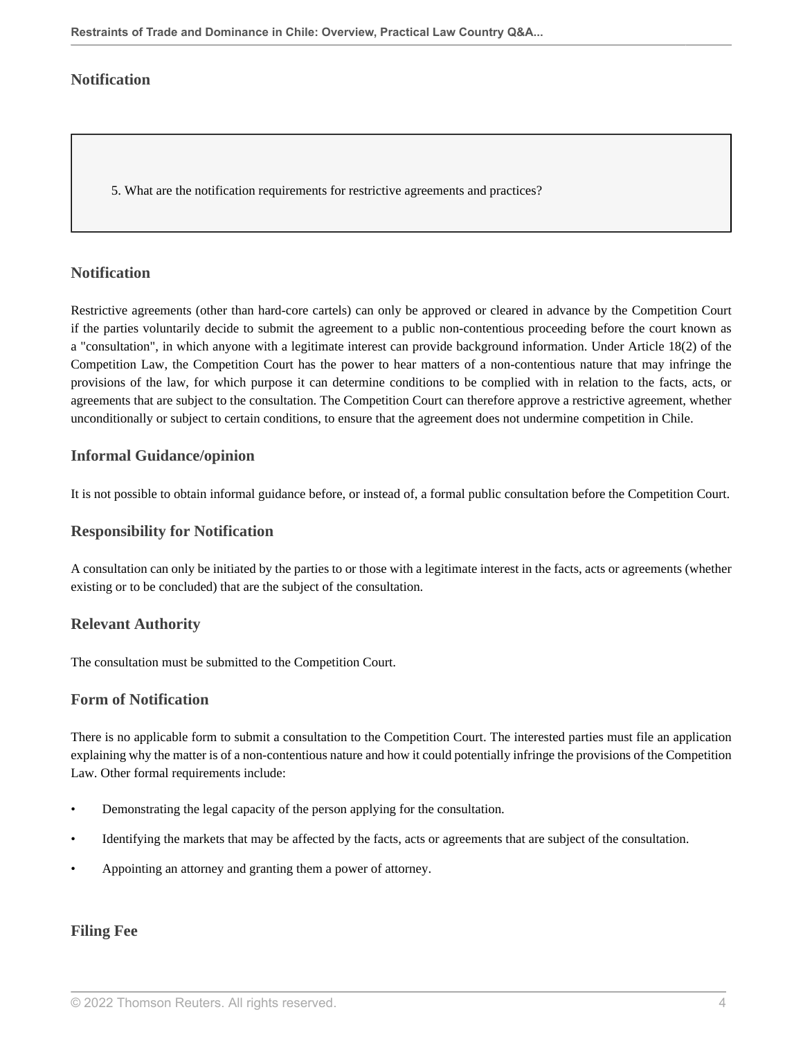## Notification

> 5. What are the notification requirements for restrictive agreements and practices?

### Notification

Restrictive agreements (other than hard-core cartels) can only be approved or cleared in advance by the Competition Court if the parties voluntarily decide to submit the agreement to a public non-contentious proceeding before the court known as a "consultation", in which anyone with a legitimate interest can provide background information. Under Article 18(2) of the Competition Law, the Competition Court has the power to hear matters of a non-contentious nature that may infringe the provisions of the law, for which purpose it can determine conditions to be complied with in relation to the facts, acts, or agreements that are subject to the consultation. The Competition Court can therefore approve a restrictive agreement, whether unconditionally or subject to certain conditions, to ensure that the agreement does not undermine competition in Chile.

### Informal Guidance/opinion

It is not possible to obtain informal guidance before, or instead of, a formal public consultation before the Competition Court.

### Responsibility for Notification

A consultation can only be initiated by the parties to or those with a legitimate interest in the facts, acts or agreements (whether existing or to be concluded) that are the subject of the consultation.

### Relevant Authority

The consultation must be submitted to the Competition Court.

### Form of Notification

There is no applicable form to submit a consultation to the Competition Court. The interested parties must file an application explaining why the matter is of a non-contentious nature and how it could potentially infringe the provisions of the Competition Law. Other formal requirements include:

- Demonstrating the legal capacity of the person applying for the consultation.
- Identifying the markets that may be affected by the facts, acts or agreements that are subject of the consultation.
- Appointing an attorney and granting them a power of attorney.

### Filing Fee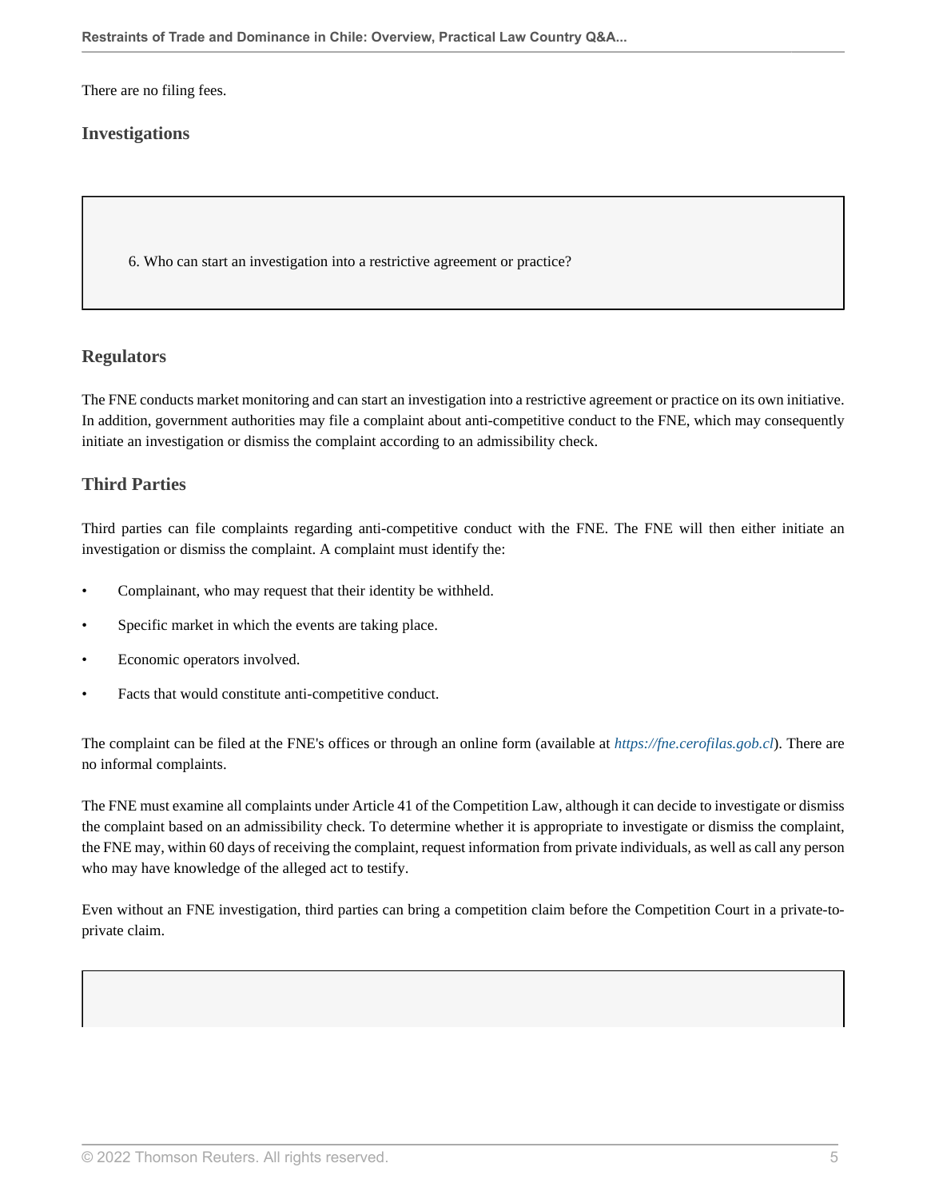There are no filing fees.

### Investigations

6. Who can start an investigation into a restrictive agreement or practice?

### Regulators

The FNE conducts market monitoring and can start an investigation into a restrictive agreement or practice on its own initiative. In addition, government authorities may file a complaint about anti-competitive conduct to the FNE, which may consequently initiate an investigation or dismiss the complaint according to an admissibility check.

### Third Parties

Third parties can file complaints regarding anti-competitive conduct with the FNE. The FNE will then either initiate an investigation or dismiss the complaint. A complaint must identify the:

- Complainant, who may request that their identity be withheld.
- Specific market in which the events are taking place.
- Economic operators involved.
- Facts that would constitute anti-competitive conduct.

The complaint can be filed at the FNE's offices or through an online form (available at *https://fne.cerofilas.gob.cl*). There are no informal complaints.

The FNE must examine all complaints under Article 41 of the Competition Law, although it can decide to investigate or dismiss the complaint based on an admissibility check. To determine whether it is appropriate to investigate or dismiss the complaint, the FNE may, within 60 days of receiving the complaint, request information from private individuals, as well as call any person who may have knowledge of the alleged act to testify.

Even without an FNE investigation, third parties can bring a competition claim before the Competition Court in a private-to-private claim.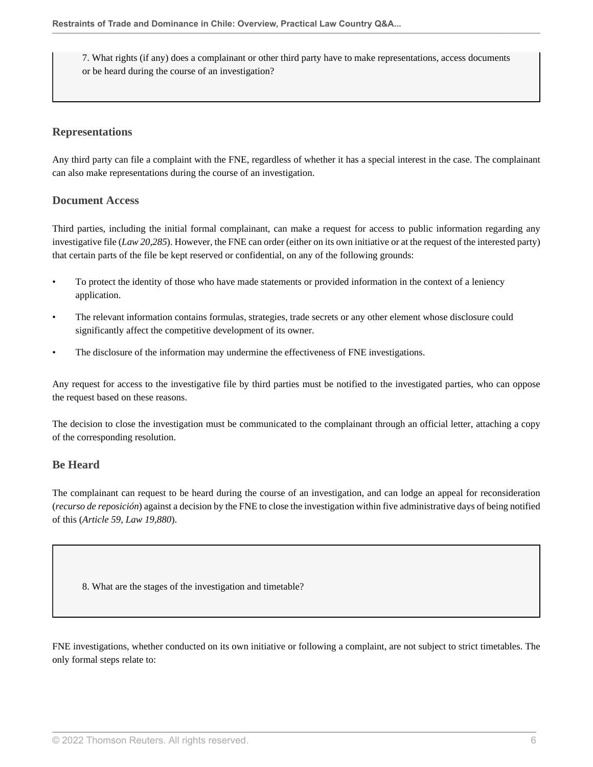7. What rights (if any) does a complainant or other third party have to make representations, access documents or be heard during the course of an investigation?

### Representations

Any third party can file a complaint with the FNE, regardless of whether it has a special interest in the case. The complainant can also make representations during the course of an investigation.

### Document Access

Third parties, including the initial formal complainant, can make a request for access to public information regarding any investigative file (*Law 20,285*). However, the FNE can order (either on its own initiative or at the request of the interested party) that certain parts of the file be kept reserved or confidential, on any of the following grounds:

- To protect the identity of those who have made statements or provided information in the context of a leniency application.
- The relevant information contains formulas, strategies, trade secrets or any other element whose disclosure could significantly affect the competitive development of its owner.
- The disclosure of the information may undermine the effectiveness of FNE investigations.

Any request for access to the investigative file by third parties must be notified to the investigated parties, who can oppose the request based on these reasons.

The decision to close the investigation must be communicated to the complainant through an official letter, attaching a copy of the corresponding resolution.

### Be Heard

The complainant can request to be heard during the course of an investigation, and can lodge an appeal for reconsideration (*recurso de reposición*) against a decision by the FNE to close the investigation within five administrative days of being notified of this (*Article 59, Law 19,880*).

8. What are the stages of the investigation and timetable?

FNE investigations, whether conducted on its own initiative or following a complaint, are not subject to strict timetables. The only formal steps relate to: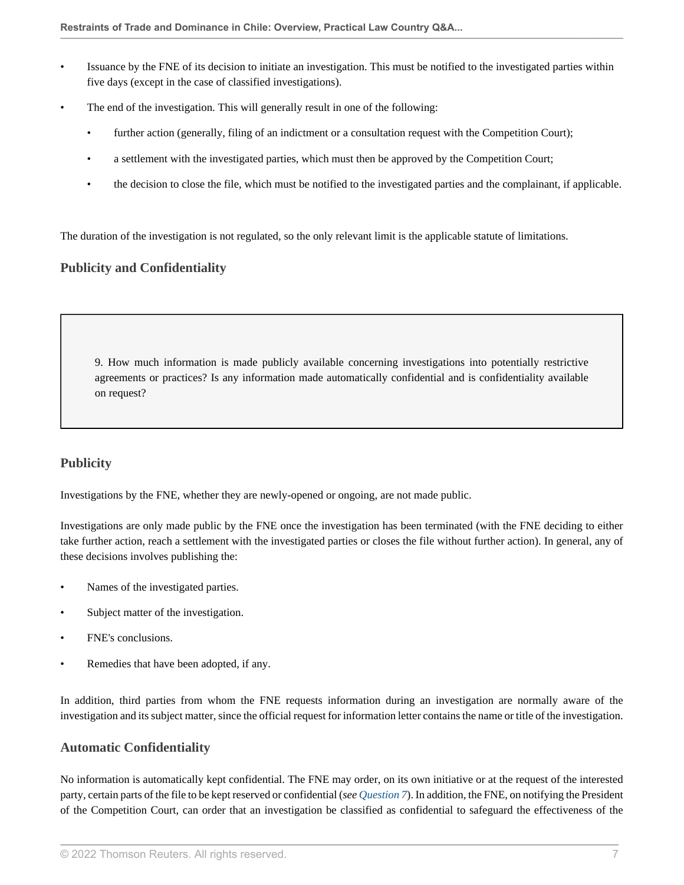- Issuance by the FNE of its decision to initiate an investigation. This must be notified to the investigated parties within five days (except in the case of classified investigations).
- The end of the investigation. This will generally result in one of the following:
  - further action (generally, filing of an indictment or a consultation request with the Competition Court);
  - a settlement with the investigated parties, which must then be approved by the Competition Court;
  - the decision to close the file, which must be notified to the investigated parties and the complainant, if applicable.

The duration of the investigation is not regulated, so the only relevant limit is the applicable statute of limitations.

### Publicity and Confidentiality

> 9. How much information is made publicly available concerning investigations into potentially restrictive agreements or practices? Is any information made automatically confidential and is confidentiality available on request?

### Publicity

Investigations by the FNE, whether they are newly-opened or ongoing, are not made public.

Investigations are only made public by the FNE once the investigation has been terminated (with the FNE deciding to either take further action, reach a settlement with the investigated parties or closes the file without further action). In general, any of these decisions involves publishing the:

- Names of the investigated parties.
- Subject matter of the investigation.
- FNE's conclusions.
- Remedies that have been adopted, if any.

In addition, third parties from whom the FNE requests information during an investigation are normally aware of the investigation and its subject matter, since the official request for information letter contains the name or title of the investigation.

### Automatic Confidentiality

No information is automatically kept confidential. The FNE may order, on its own initiative or at the request of the interested party, certain parts of the file to be kept reserved or confidential (*see Question 7*). In addition, the FNE, on notifying the President of the Competition Court, can order that an investigation be classified as confidential to safeguard the effectiveness of the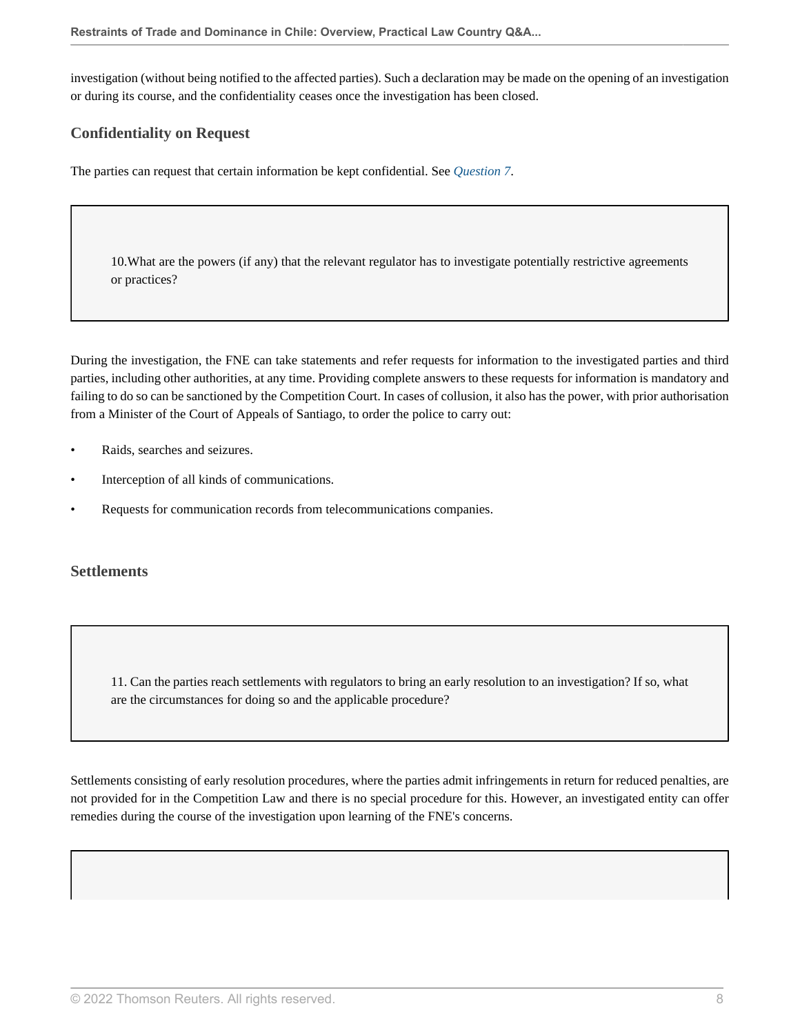investigation (without being notified to the affected parties). Such a declaration may be made on the opening of an investigation or during its course, and the confidentiality ceases once the investigation has been closed.

### Confidentiality on Request

The parties can request that certain information be kept confidential. See *Question 7*.

**10.What are the powers (if any) that the relevant regulator has to investigate potentially restrictive agreements or practices?**

During the investigation, the FNE can take statements and refer requests for information to the investigated parties and third parties, including other authorities, at any time. Providing complete answers to these requests for information is mandatory and failing to do so can be sanctioned by the Competition Court. In cases of collusion, it also has the power, with prior authorisation from a Minister of the Court of Appeals of Santiago, to order the police to carry out:

- Raids, searches and seizures.
- Interception of all kinds of communications.
- Requests for communication records from telecommunications companies.

## Settlements

**11. Can the parties reach settlements with regulators to bring an early resolution to an investigation? If so, what are the circumstances for doing so and the applicable procedure?**

Settlements consisting of early resolution procedures, where the parties admit infringements in return for reduced penalties, are not provided for in the Competition Law and there is no special procedure for this. However, an investigated entity can offer remedies during the course of the investigation upon learning of the FNE's concerns.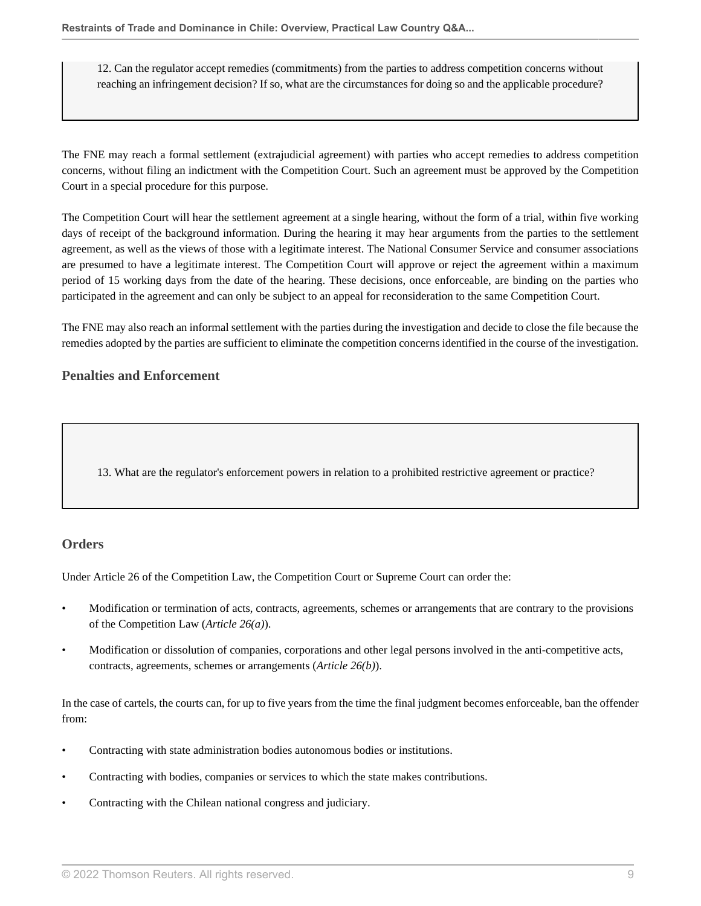12. Can the regulator accept remedies (commitments) from the parties to address competition concerns without reaching an infringement decision? If so, what are the circumstances for doing so and the applicable procedure?

The FNE may reach a formal settlement (extrajudicial agreement) with parties who accept remedies to address competition concerns, without filing an indictment with the Competition Court. Such an agreement must be approved by the Competition Court in a special procedure for this purpose.

The Competition Court will hear the settlement agreement at a single hearing, without the form of a trial, within five working days of receipt of the background information. During the hearing it may hear arguments from the parties to the settlement agreement, as well as the views of those with a legitimate interest. The National Consumer Service and consumer associations are presumed to have a legitimate interest. The Competition Court will approve or reject the agreement within a maximum period of 15 working days from the date of the hearing. These decisions, once enforceable, are binding on the parties who participated in the agreement and can only be subject to an appeal for reconsideration to the same Competition Court.

The FNE may also reach an informal settlement with the parties during the investigation and decide to close the file because the remedies adopted by the parties are sufficient to eliminate the competition concerns identified in the course of the investigation.

## Penalties and Enforcement

13. What are the regulator's enforcement powers in relation to a prohibited restrictive agreement or practice?

### Orders

Under Article 26 of the Competition Law, the Competition Court or Supreme Court can order the:

- Modification or termination of acts, contracts, agreements, schemes or arrangements that are contrary to the provisions of the Competition Law (*Article 26(a)*).
- Modification or dissolution of companies, corporations and other legal persons involved in the anti-competitive acts, contracts, agreements, schemes or arrangements (*Article 26(b)*).

In the case of cartels, the courts can, for up to five years from the time the final judgment becomes enforceable, ban the offender from:

- Contracting with state administration bodies autonomous bodies or institutions.
- Contracting with bodies, companies or services to which the state makes contributions.
- Contracting with the Chilean national congress and judiciary.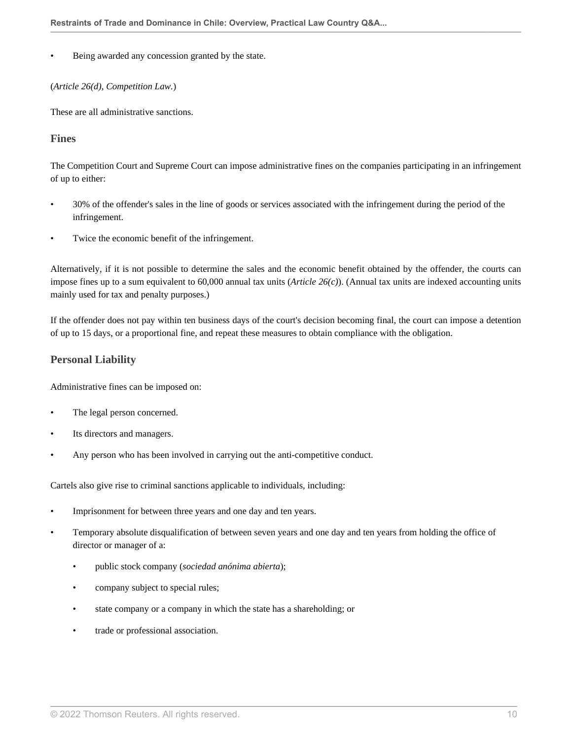- Being awarded any concession granted by the state.

(*Article 26(d)*, *Competition Law*.)

These are all administrative sanctions.

### Fines

The Competition Court and Supreme Court can impose administrative fines on the companies participating in an infringement of up to either:

- 30% of the offender's sales in the line of goods or services associated with the infringement during the period of the infringement.
- Twice the economic benefit of the infringement.

Alternatively, if it is not possible to determine the sales and the economic benefit obtained by the offender, the courts can impose fines up to a sum equivalent to 60,000 annual tax units (*Article 26(c)*). (Annual tax units are indexed accounting units mainly used for tax and penalty purposes.)

If the offender does not pay within ten business days of the court's decision becoming final, the court can impose a detention of up to 15 days, or a proportional fine, and repeat these measures to obtain compliance with the obligation.

### Personal Liability

Administrative fines can be imposed on:

- The legal person concerned.
- Its directors and managers.
- Any person who has been involved in carrying out the anti-competitive conduct.

Cartels also give rise to criminal sanctions applicable to individuals, including:

- Imprisonment for between three years and one day and ten years.
- Temporary absolute disqualification of between seven years and one day and ten years from holding the office of director or manager of a:
  - public stock company (*sociedad anónima abierta*);
  - company subject to special rules;
  - state company or a company in which the state has a shareholding; or
  - trade or professional association.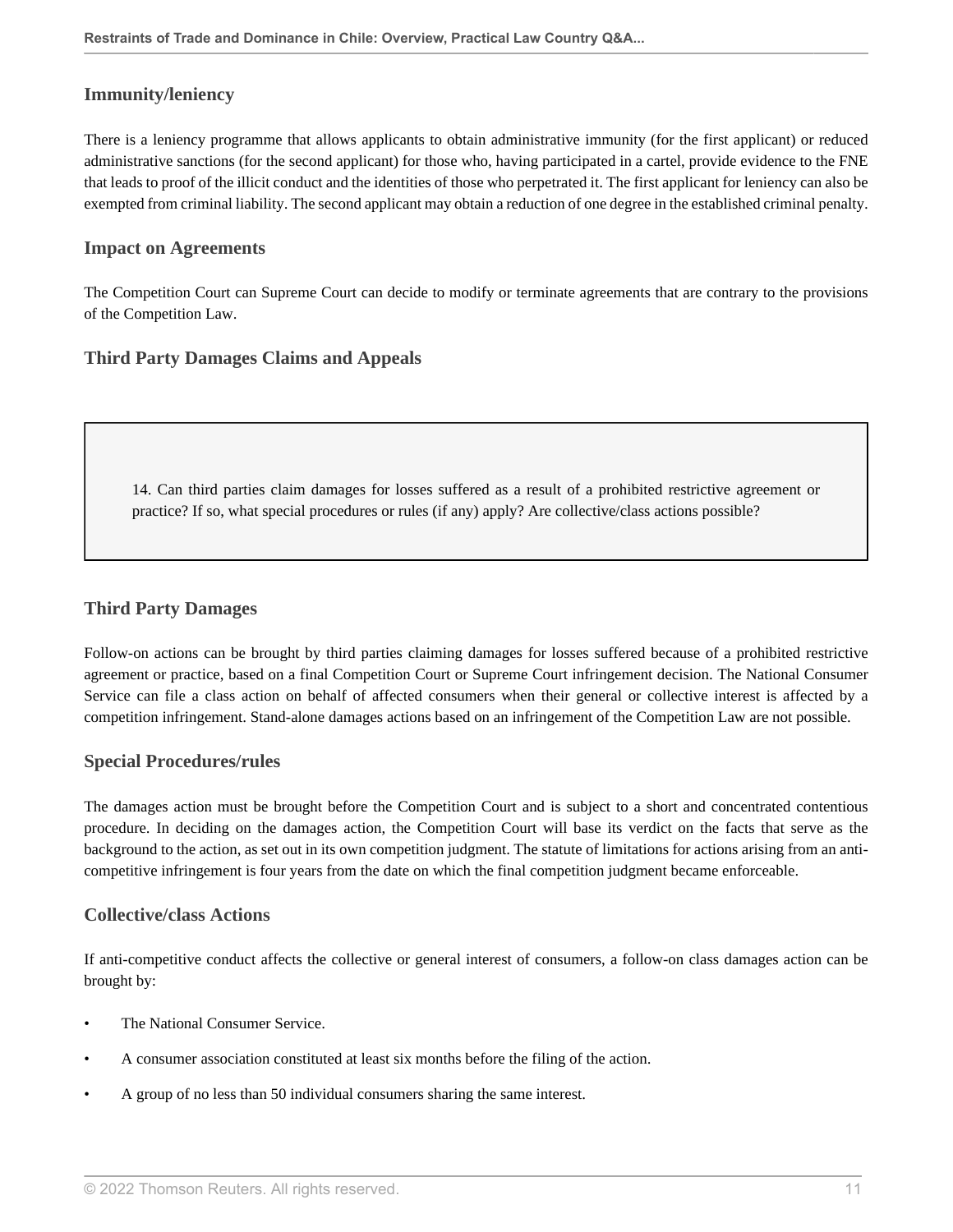### Immunity/leniency

There is a leniency programme that allows applicants to obtain administrative immunity (for the first applicant) or reduced administrative sanctions (for the second applicant) for those who, having participated in a cartel, provide evidence to the FNE that leads to proof of the illicit conduct and the identities of those who perpetrated it. The first applicant for leniency can also be exempted from criminal liability. The second applicant may obtain a reduction of one degree in the established criminal penalty.

### Impact on Agreements

The Competition Court can Supreme Court can decide to modify or terminate agreements that are contrary to the provisions of the Competition Law.

### Third Party Damages Claims and Appeals

> 14. Can third parties claim damages for losses suffered as a result of a prohibited restrictive agreement or practice? If so, what special procedures or rules (if any) apply? Are collective/class actions possible?

### Third Party Damages

Follow-on actions can be brought by third parties claiming damages for losses suffered because of a prohibited restrictive agreement or practice, based on a final Competition Court or Supreme Court infringement decision. The National Consumer Service can file a class action on behalf of affected consumers when their general or collective interest is affected by a competition infringement. Stand-alone damages actions based on an infringement of the Competition Law are not possible.

### Special Procedures/rules

The damages action must be brought before the Competition Court and is subject to a short and concentrated contentious procedure. In deciding on the damages action, the Competition Court will base its verdict on the facts that serve as the background to the action, as set out in its own competition judgment. The statute of limitations for actions arising from an anti-competitive infringement is four years from the date on which the final competition judgment became enforceable.

### Collective/class Actions

If anti-competitive conduct affects the collective or general interest of consumers, a follow-on class damages action can be brought by:

- The National Consumer Service.
- A consumer association constituted at least six months before the filing of the action.
- A group of no less than 50 individual consumers sharing the same interest.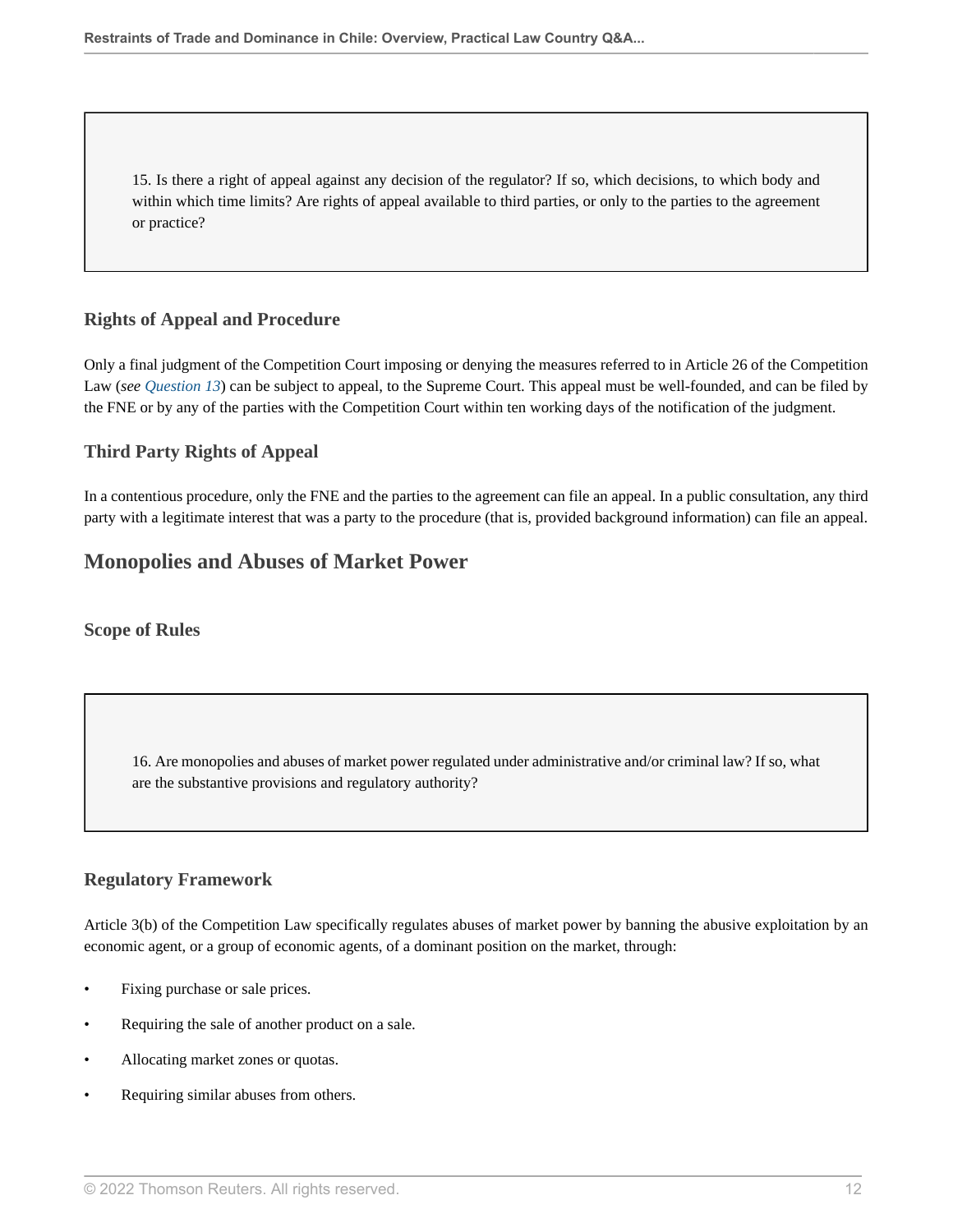15. Is there a right of appeal against any decision of the regulator? If so, which decisions, to which body and within which time limits? Are rights of appeal available to third parties, or only to the parties to the agreement or practice?

### Rights of Appeal and Procedure

Only a final judgment of the Competition Court imposing or denying the measures referred to in Article 26 of the Competition Law (*see Question 13*) can be subject to appeal, to the Supreme Court. This appeal must be well-founded, and can be filed by the FNE or by any of the parties with the Competition Court within ten working days of the notification of the judgment.

### Third Party Rights of Appeal

In a contentious procedure, only the FNE and the parties to the agreement can file an appeal. In a public consultation, any third party with a legitimate interest that was a party to the procedure (that is, provided background information) can file an appeal.

## Monopolies and Abuses of Market Power

### Scope of Rules

16. Are monopolies and abuses of market power regulated under administrative and/or criminal law? If so, what are the substantive provisions and regulatory authority?

### Regulatory Framework

Article 3(b) of the Competition Law specifically regulates abuses of market power by banning the abusive exploitation by an economic agent, or a group of economic agents, of a dominant position on the market, through:

- Fixing purchase or sale prices.
- Requiring the sale of another product on a sale.
- Allocating market zones or quotas.
- Requiring similar abuses from others.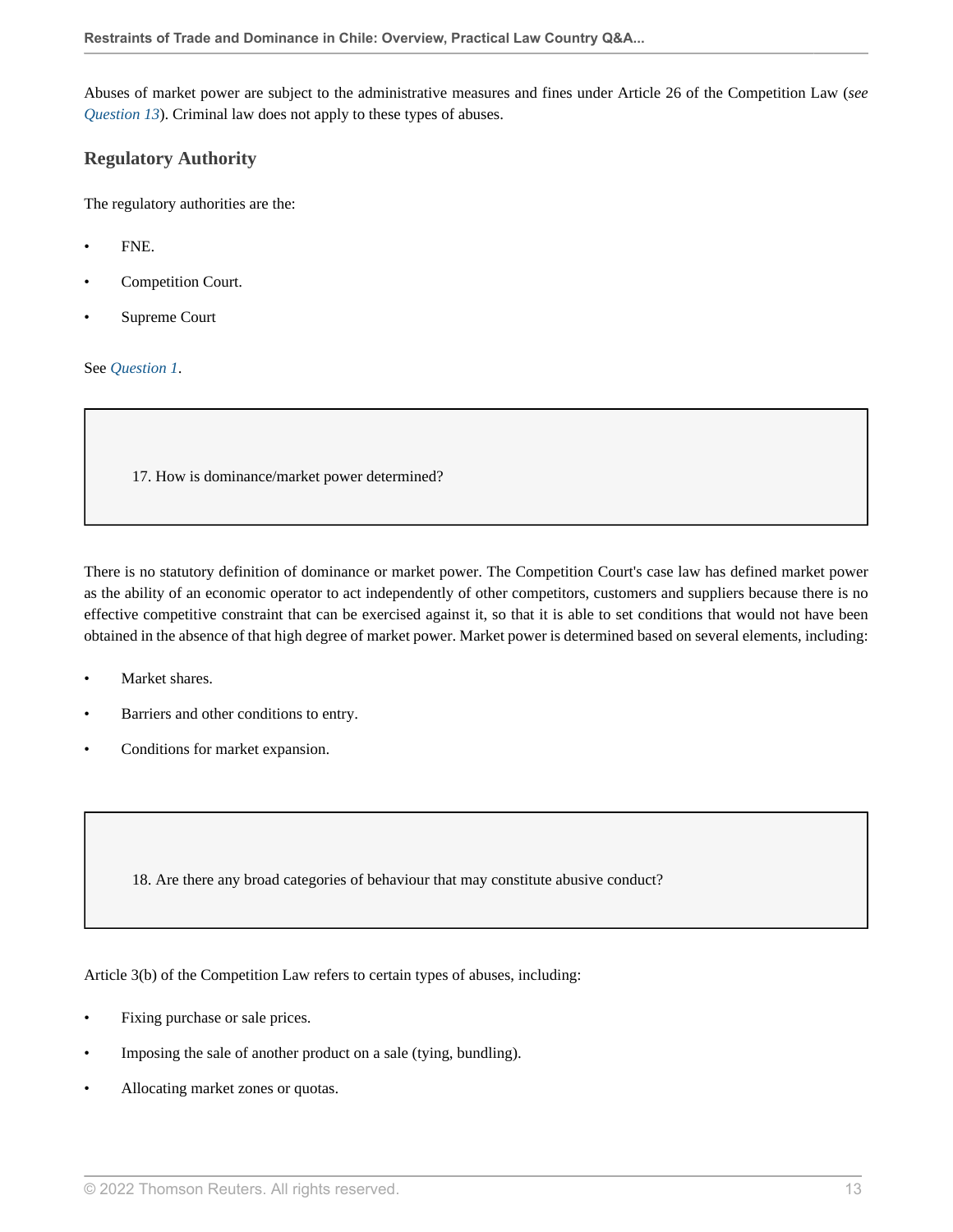Abuses of market power are subject to the administrative measures and fines under Article 26 of the Competition Law (*see Question 13*). Criminal law does not apply to these types of abuses.

### Regulatory Authority

The regulatory authorities are the:

- FNE.
- Competition Court.
- Supreme Court

See *Question 1*.

> 17. How is dominance/market power determined?

There is no statutory definition of dominance or market power. The Competition Court's case law has defined market power as the ability of an economic operator to act independently of other competitors, customers and suppliers because there is no effective competitive constraint that can be exercised against it, so that it is able to set conditions that would not have been obtained in the absence of that high degree of market power. Market power is determined based on several elements, including:

- Market shares.
- Barriers and other conditions to entry.
- Conditions for market expansion.

> 18. Are there any broad categories of behaviour that may constitute abusive conduct?

Article 3(b) of the Competition Law refers to certain types of abuses, including:

- Fixing purchase or sale prices.
- Imposing the sale of another product on a sale (tying, bundling).
- Allocating market zones or quotas.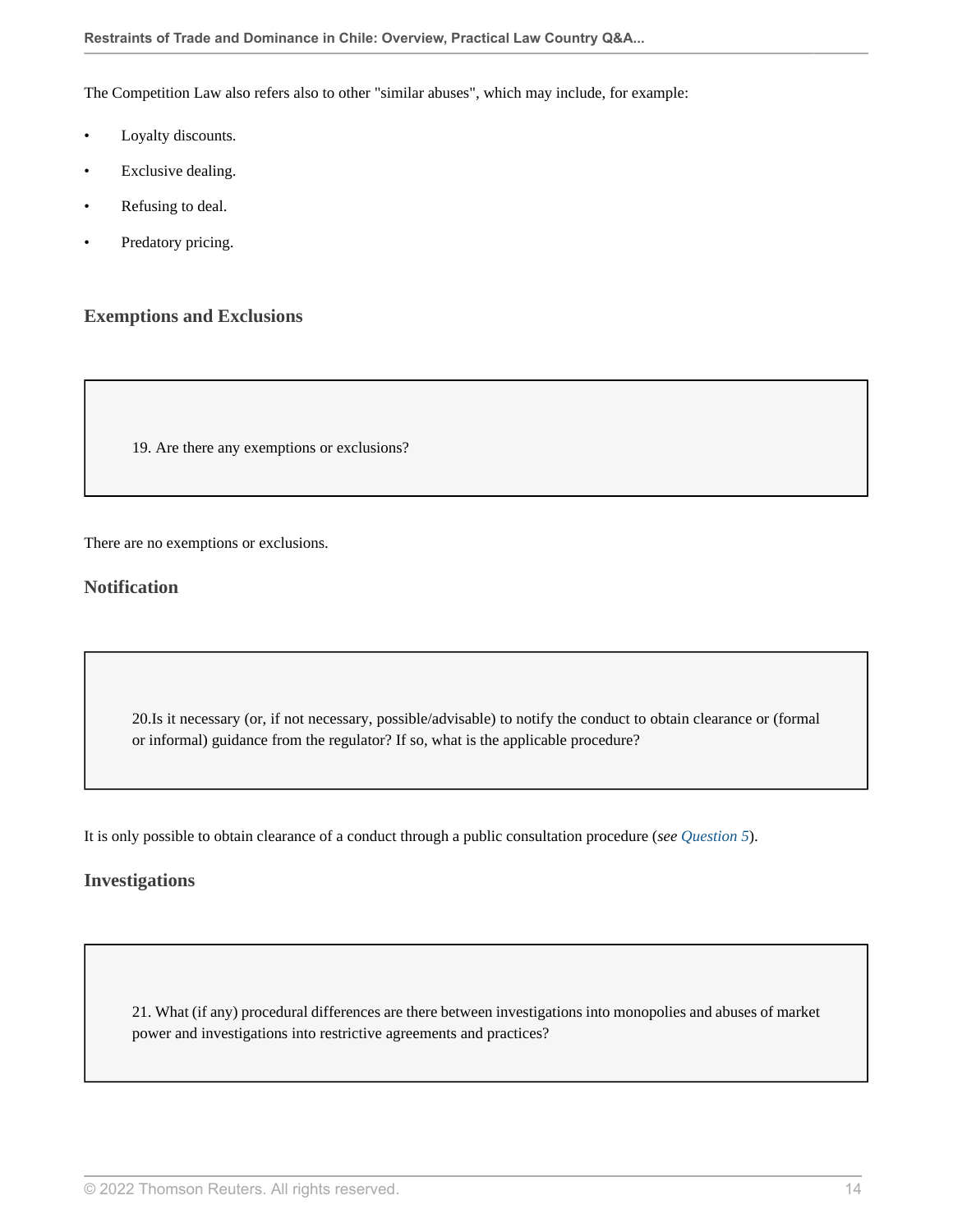The Competition Law also refers also to other "similar abuses", which may include, for example:

- Loyalty discounts.
- Exclusive dealing.
- Refusing to deal.
- Predatory pricing.

### Exemptions and Exclusions

> 19. Are there any exemptions or exclusions?

There are no exemptions or exclusions.

### Notification

> 20.Is it necessary (or, if not necessary, possible/advisable) to notify the conduct to obtain clearance or (formal or informal) guidance from the regulator? If so, what is the applicable procedure?

It is only possible to obtain clearance of a conduct through a public consultation procedure (*see Question 5*).

### Investigations

> 21. What (if any) procedural differences are there between investigations into monopolies and abuses of market power and investigations into restrictive agreements and practices?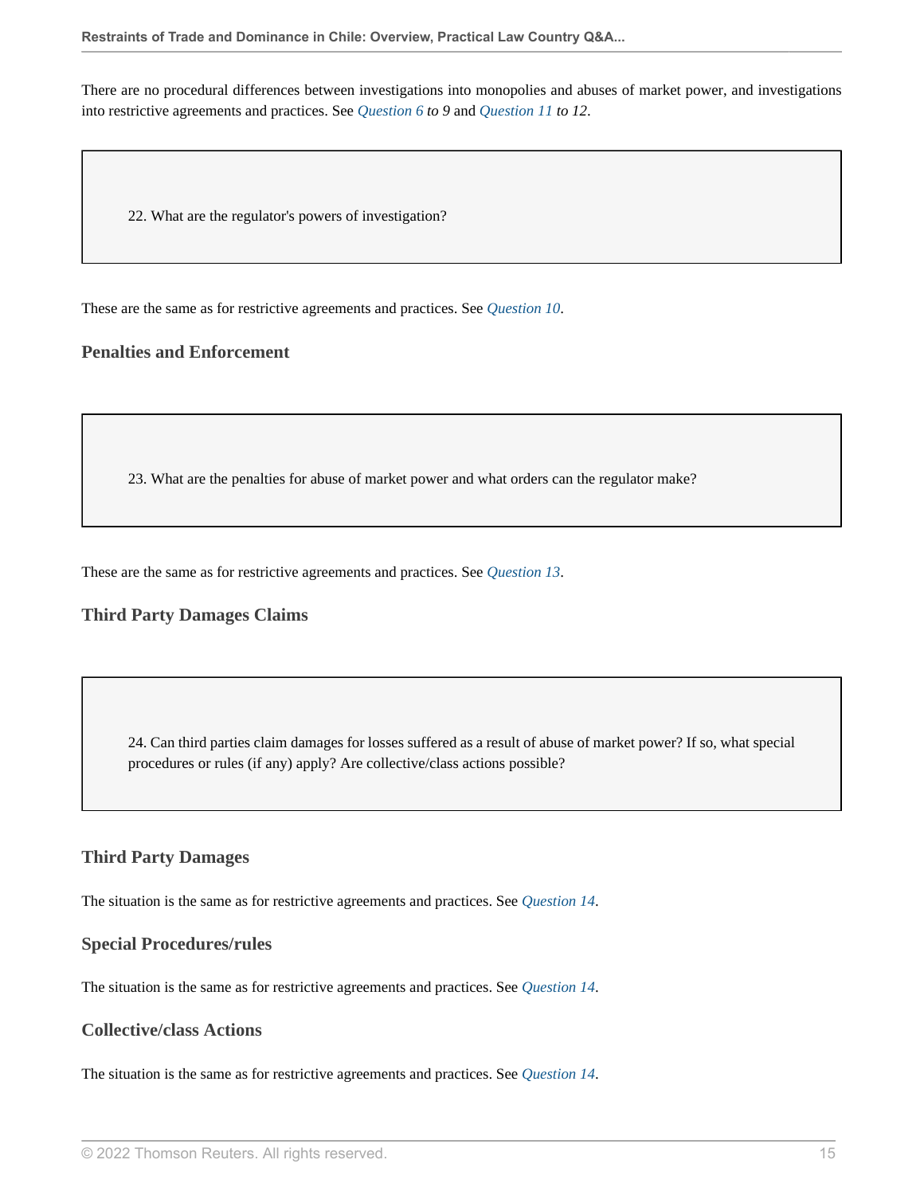There are no procedural differences between investigations into monopolies and abuses of market power, and investigations into restrictive agreements and practices. See *Question 6 to 9* and *Question 11 to 12*.

> 22. What are the regulator's powers of investigation?

These are the same as for restrictive agreements and practices. See *Question 10*.

## Penalties and Enforcement

> 23. What are the penalties for abuse of market power and what orders can the regulator make?

These are the same as for restrictive agreements and practices. See *Question 13*.

## Third Party Damages Claims

> 24. Can third parties claim damages for losses suffered as a result of abuse of market power? If so, what special procedures or rules (if any) apply? Are collective/class actions possible?

### Third Party Damages

The situation is the same as for restrictive agreements and practices. See *Question 14*.

### Special Procedures/rules

The situation is the same as for restrictive agreements and practices. See *Question 14*.

### Collective/class Actions

The situation is the same as for restrictive agreements and practices. See *Question 14*.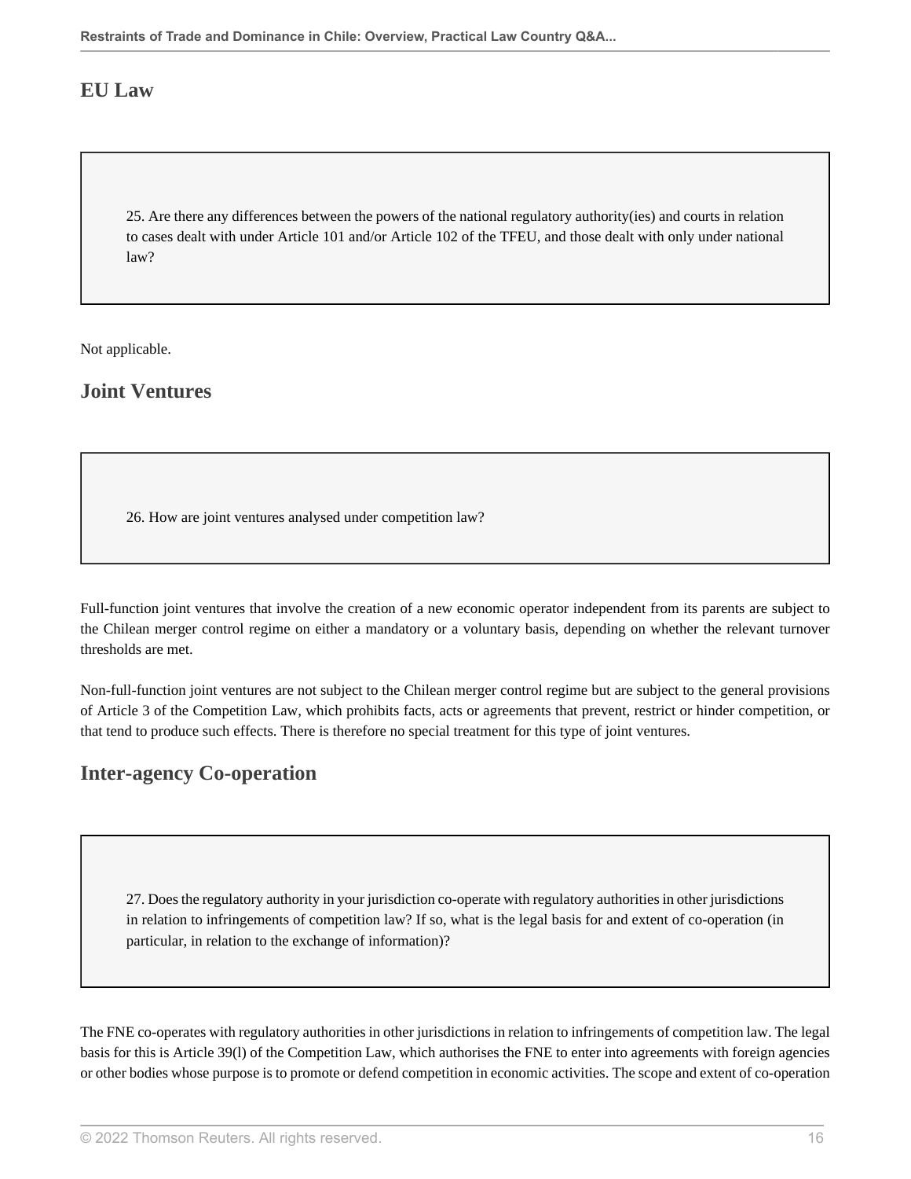## EU Law

25. Are there any differences between the powers of the national regulatory authority(ies) and courts in relation to cases dealt with under Article 101 and/or Article 102 of the TFEU, and those dealt with only under national law?

Not applicable.

## Joint Ventures

26. How are joint ventures analysed under competition law?

Full-function joint ventures that involve the creation of a new economic operator independent from its parents are subject to the Chilean merger control regime on either a mandatory or a voluntary basis, depending on whether the relevant turnover thresholds are met.

Non-full-function joint ventures are not subject to the Chilean merger control regime but are subject to the general provisions of Article 3 of the Competition Law, which prohibits facts, acts or agreements that prevent, restrict or hinder competition, or that tend to produce such effects. There is therefore no special treatment for this type of joint ventures.

## Inter-agency Co-operation

27. Does the regulatory authority in your jurisdiction co-operate with regulatory authorities in other jurisdictions in relation to infringements of competition law? If so, what is the legal basis for and extent of co-operation (in particular, in relation to the exchange of information)?

The FNE co-operates with regulatory authorities in other jurisdictions in relation to infringements of competition law. The legal basis for this is Article 39(l) of the Competition Law, which authorises the FNE to enter into agreements with foreign agencies or other bodies whose purpose is to promote or defend competition in economic activities. The scope and extent of co-operation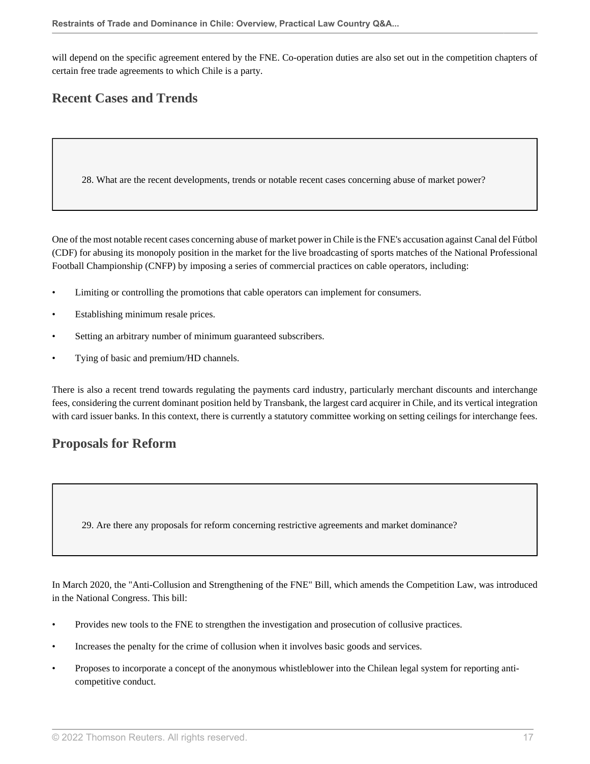will depend on the specific agreement entered by the FNE. Co-operation duties are also set out in the competition chapters of certain free trade agreements to which Chile is a party.

## Recent Cases and Trends

> 28. What are the recent developments, trends or notable recent cases concerning abuse of market power?

One of the most notable recent cases concerning abuse of market power in Chile is the FNE's accusation against Canal del Fútbol (CDF) for abusing its monopoly position in the market for the live broadcasting of sports matches of the National Professional Football Championship (CNFP) by imposing a series of commercial practices on cable operators, including:

- Limiting or controlling the promotions that cable operators can implement for consumers.
- Establishing minimum resale prices.
- Setting an arbitrary number of minimum guaranteed subscribers.
- Tying of basic and premium/HD channels.

There is also a recent trend towards regulating the payments card industry, particularly merchant discounts and interchange fees, considering the current dominant position held by Transbank, the largest card acquirer in Chile, and its vertical integration with card issuer banks. In this context, there is currently a statutory committee working on setting ceilings for interchange fees.

## Proposals for Reform

> 29. Are there any proposals for reform concerning restrictive agreements and market dominance?

In March 2020, the "Anti-Collusion and Strengthening of the FNE" Bill, which amends the Competition Law, was introduced in the National Congress. This bill:

- Provides new tools to the FNE to strengthen the investigation and prosecution of collusive practices.
- Increases the penalty for the crime of collusion when it involves basic goods and services.
- Proposes to incorporate a concept of the anonymous whistleblower into the Chilean legal system for reporting anti-competitive conduct.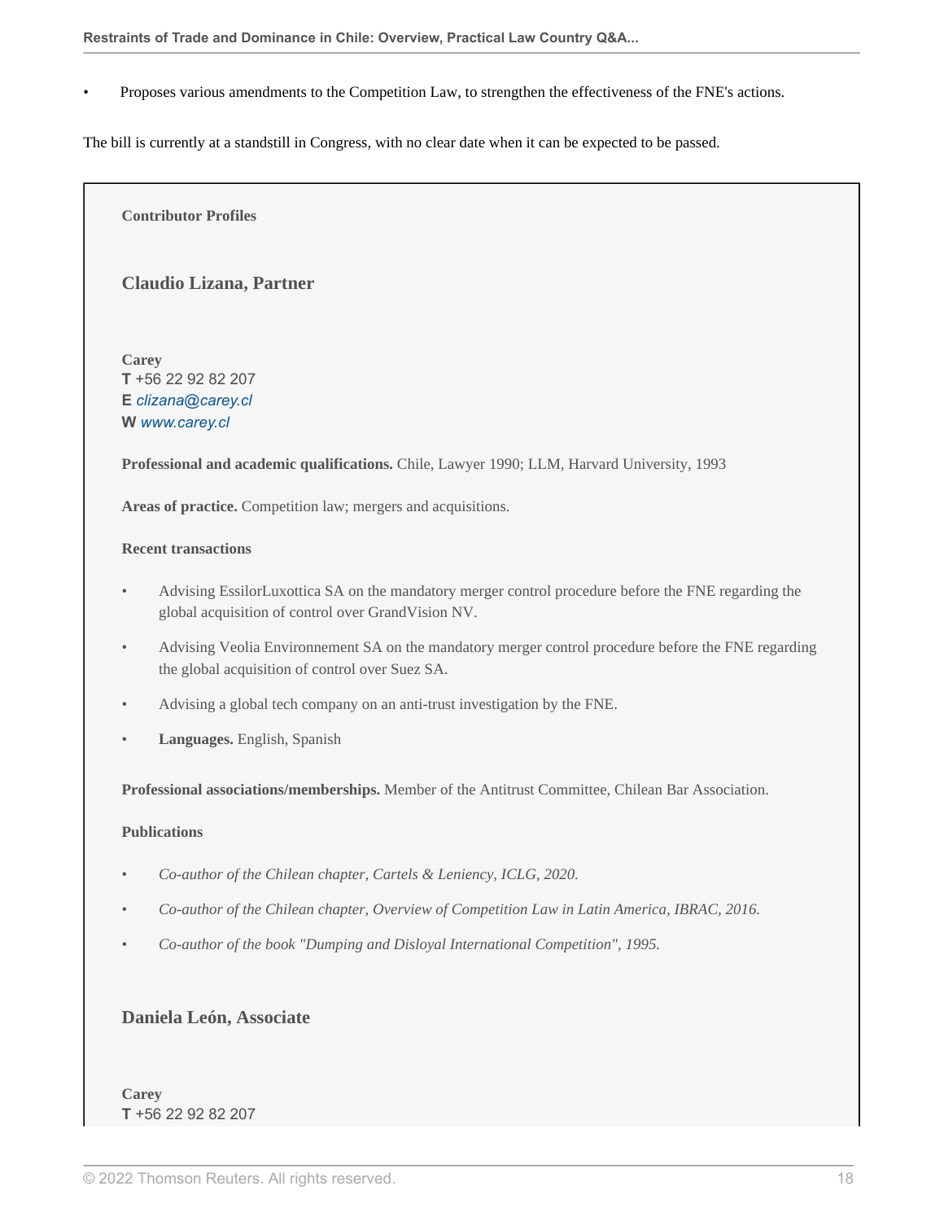- Proposes various amendments to the Competition Law, to strengthen the effectiveness of the FNE's actions.

The bill is currently at a standstill in Congress, with no clear date when it can be expected to be passed.

**Contributor Profiles**

### Claudio Lizana, Partner

**Carey**
**T** +56 22 92 82 207
**E** *clizana@carey.cl*
**W** *www.carey.cl*

**Professional and academic qualifications.** Chile, Lawyer 1990; LLM, Harvard University, 1993

**Areas of practice.** Competition law; mergers and acquisitions.

**Recent transactions**

- Advising EssilorLuxottica SA on the mandatory merger control procedure before the FNE regarding the global acquisition of control over GrandVision NV.
- Advising Veolia Environnement SA on the mandatory merger control procedure before the FNE regarding the global acquisition of control over Suez SA.
- Advising a global tech company on an anti-trust investigation by the FNE.
- **Languages.** English, Spanish

**Professional associations/memberships.** Member of the Antitrust Committee, Chilean Bar Association.

**Publications**

- *Co-author of the Chilean chapter, Cartels & Leniency, ICLG, 2020.*
- *Co-author of the Chilean chapter, Overview of Competition Law in Latin America, IBRAC, 2016.*
- *Co-author of the book "Dumping and Disloyal International Competition", 1995.*

### Daniela León, Associate

**Carey**
**T** +56 22 92 82 207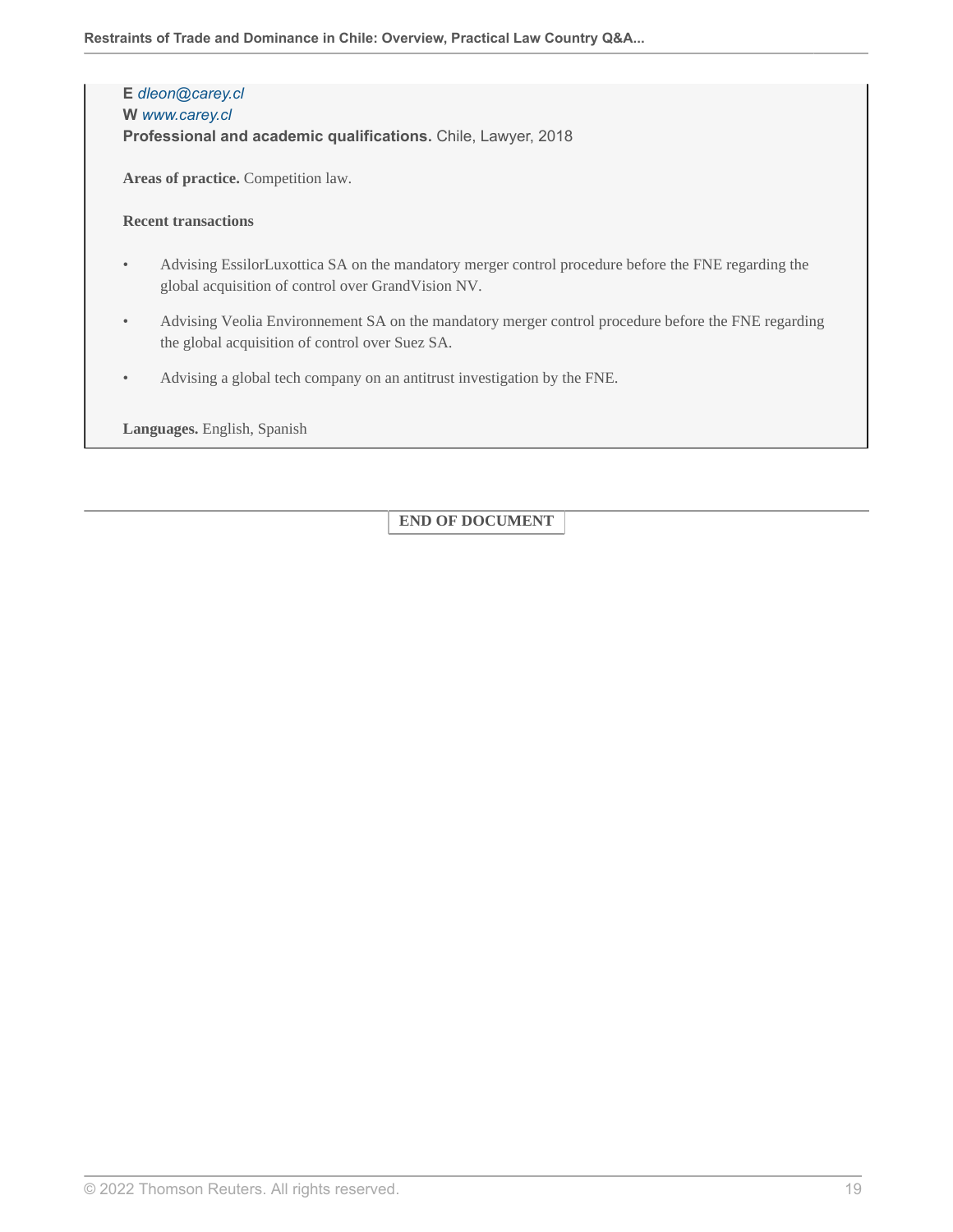**E** *dleon@carey.cl*
**W** *www.carey.cl*
**Professional and academic qualifications.** Chile, Lawyer, 2018

**Areas of practice.** Competition law.

**Recent transactions**

- Advising EssilorLuxottica SA on the mandatory merger control procedure before the FNE regarding the global acquisition of control over GrandVision NV.
- Advising Veolia Environnement SA on the mandatory merger control procedure before the FNE regarding the global acquisition of control over Suez SA.
- Advising a global tech company on an antitrust investigation by the FNE.

**Languages.** English, Spanish

**END OF DOCUMENT**